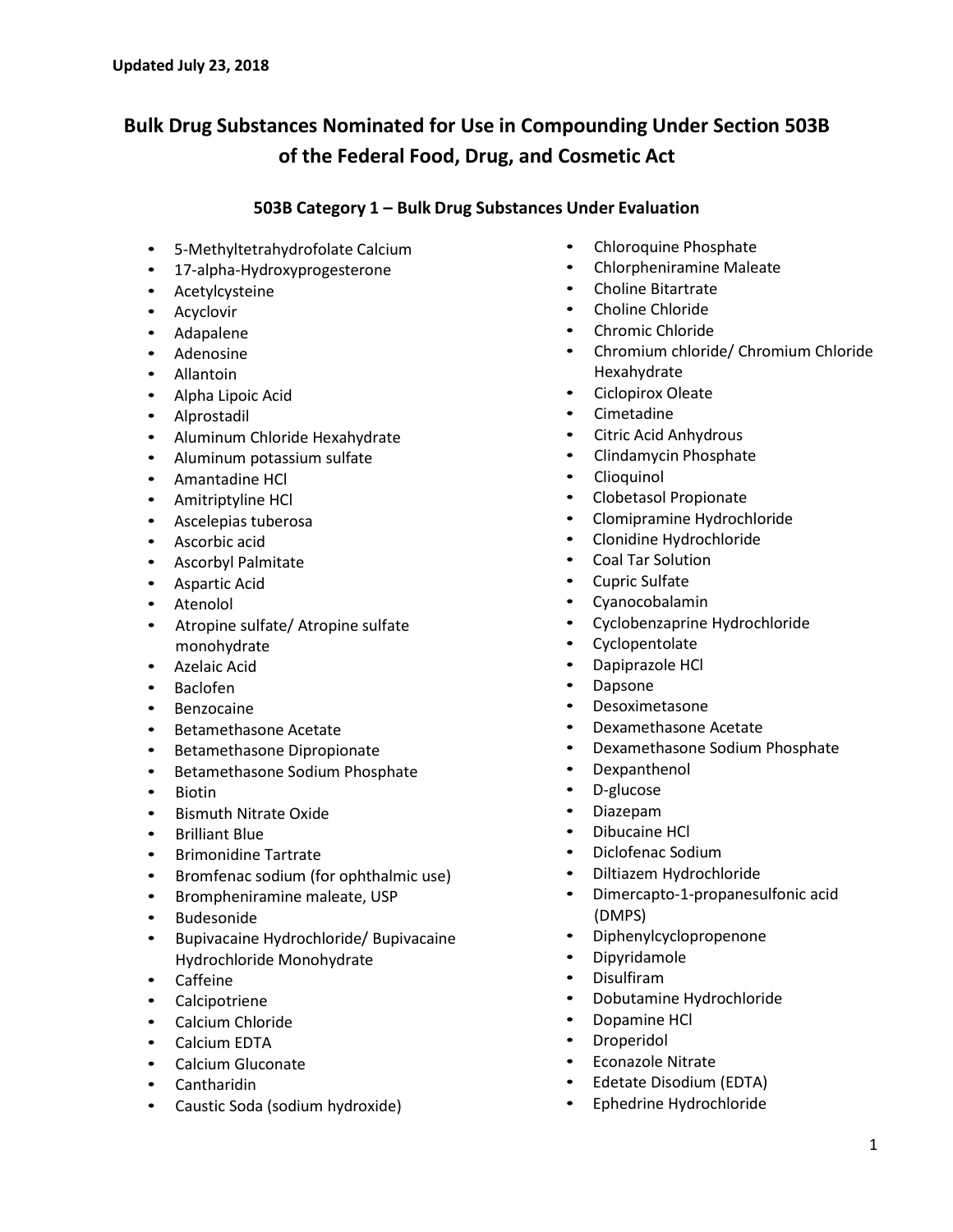**Updated July 23, 2018**

# Bulk Drug Substances Nominated for Use in Compounding Under Section 503B of the Federal Food, Drug, and Cosmetic Act

## 503B Category 1 – Bulk Drug Substances Under Evaluation

- 5-Methyltetrahydrofolate Calcium
- 17-alpha-Hydroxyprogesterone
- Acetylcysteine
- Acyclovir
- Adapalene
- Adenosine
- Allantoin
- Alpha Lipoic Acid
- Alprostadil
- Aluminum Chloride Hexahydrate
- Aluminum potassium sulfate
- Amantadine HCl
- Amitriptyline HCl
- Ascelepias tuberosa
- Ascorbic acid
- Ascorbyl Palmitate
- Aspartic Acid
- Atenolol
- Atropine sulfate/ Atropine sulfate monohydrate
- Azelaic Acid
- Baclofen
- Benzocaine
- Betamethasone Acetate
- Betamethasone Dipropionate
- Betamethasone Sodium Phosphate
- Biotin
- Bismuth Nitrate Oxide
- Brilliant Blue
- Brimonidine Tartrate
- Bromfenac sodium (for ophthalmic use)
- Brompheniramine maleate, USP
- Budesonide
- Bupivacaine Hydrochloride/ Bupivacaine Hydrochloride Monohydrate
- Caffeine
- Calcipotriene
- Calcium Chloride
- Calcium EDTA
- Calcium Gluconate
- Cantharidin
- Caustic Soda (sodium hydroxide)
- Chloroquine Phosphate
- Chlorpheniramine Maleate
- Choline Bitartrate
- Choline Chloride
- Chromic Chloride
- Chromium chloride/ Chromium Chloride Hexahydrate
- Ciclopirox Oleate
- Cimetadine
- Citric Acid Anhydrous
- Clindamycin Phosphate
- Clioquinol
- Clobetasol Propionate
- Clomipramine Hydrochloride
- Clonidine Hydrochloride
- Coal Tar Solution
- Cupric Sulfate
- Cyanocobalamin
- Cyclobenzaprine Hydrochloride
- Cyclopentolate
- Dapiprazole HCl
- Dapsone
- Desoximetasone
- Dexamethasone Acetate
- Dexamethasone Sodium Phosphate
- Dexpanthenol
- D-glucose
- Diazepam
- Dibucaine HCl
- Diclofenac Sodium
- Diltiazem Hydrochloride
- Dimercapto-1-propanesulfonic acid (DMPS)
- Diphenylcyclopropenone
- Dipyridamole
- Disulfiram
- Dobutamine Hydrochloride
- Dopamine HCl
- Droperidol
- Econazole Nitrate
- Edetate Disodium (EDTA)
- Ephedrine Hydrochloride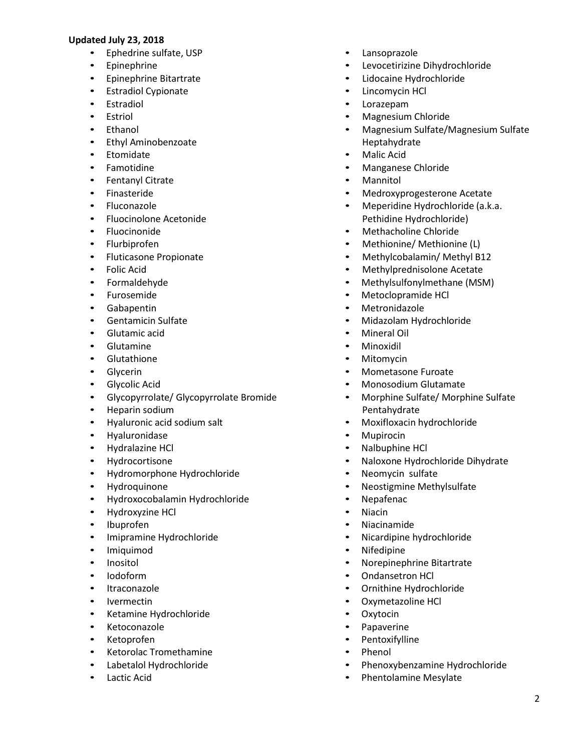**Updated July 23, 2018**

- Ephedrine sulfate, USP
- Epinephrine
- Epinephrine Bitartrate
- Estradiol Cypionate
- Estradiol
- Estriol
- Ethanol
- Ethyl Aminobenzoate
- Etomidate
- Famotidine
- Fentanyl Citrate
- Finasteride
- Fluconazole
- Fluocinolone Acetonide
- Fluocinonide
- Flurbiprofen
- Fluticasone Propionate
- Folic Acid
- Formaldehyde
- Furosemide
- Gabapentin
- Gentamicin Sulfate
- Glutamic acid
- Glutamine
- Glutathione
- Glycerin
- Glycolic Acid
- Glycopyrrolate/ Glycopyrrolate Bromide
- Heparin sodium
- Hyaluronic acid sodium salt
- Hyaluronidase
- Hydralazine HCl
- Hydrocortisone
- Hydromorphone Hydrochloride
- Hydroquinone
- Hydroxocobalamin Hydrochloride
- Hydroxyzine HCl
- Ibuprofen
- Imipramine Hydrochloride
- Imiquimod
- Inositol
- Iodoform
- Itraconazole
- Ivermectin
- Ketamine Hydrochloride
- Ketoconazole
- Ketoprofen
- Ketorolac Tromethamine
- Labetalol Hydrochloride
- Lactic Acid
- Lansoprazole
- Levocetirizine Dihydrochloride
- Lidocaine Hydrochloride
- Lincomycin HCl
- Lorazepam
- Magnesium Chloride
- Magnesium Sulfate/Magnesium Sulfate Heptahydrate
- Malic Acid
- Manganese Chloride
- Mannitol
- Medroxyprogesterone Acetate
- Meperidine Hydrochloride (a.k.a. Pethidine Hydrochloride)
- Methacholine Chloride
- Methionine/ Methionine (L)
- Methylcobalamin/ Methyl B12
- Methylprednisolone Acetate
- Methylsulfonylmethane (MSM)
- Metoclopramide HCl
- Metronidazole
- Midazolam Hydrochloride
- Mineral Oil
- Minoxidil
- Mitomycin
- Mometasone Furoate
- Monosodium Glutamate
- Morphine Sulfate/ Morphine Sulfate Pentahydrate
- Moxifloxacin hydrochloride
- Mupirocin
- Nalbuphine HCl
- Naloxone Hydrochloride Dihydrate
- Neomycin sulfate
- Neostigmine Methylsulfate
- Nepafenac
- Niacin
- Niacinamide
- Nicardipine hydrochloride
- Nifedipine
- Norepinephrine Bitartrate
- Ondansetron HCl
- Ornithine Hydrochloride
- Oxymetazoline HCl
- Oxytocin
- Papaverine
- Pentoxifylline
- Phenol
- Phenoxybenzamine Hydrochloride
- Phentolamine Mesylate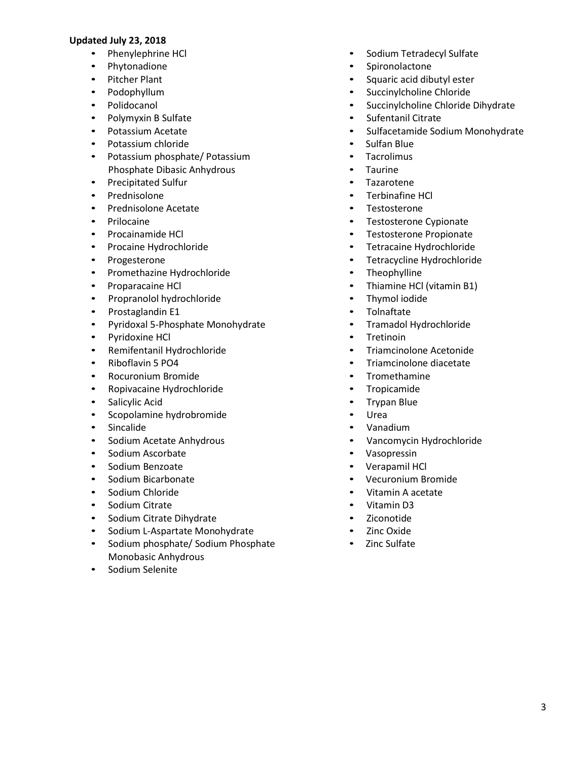**Updated July 23, 2018**

- Phenylephrine HCl
- Phytonadione
- Pitcher Plant
- Podophyllum
- Polidocanol
- Polymyxin B Sulfate
- Potassium Acetate
- Potassium chloride
- Potassium phosphate/ Potassium Phosphate Dibasic Anhydrous
- Precipitated Sulfur
- Prednisolone
- Prednisolone Acetate
- Prilocaine
- Procainamide HCl
- Procaine Hydrochloride
- Progesterone
- Promethazine Hydrochloride
- Proparacaine HCl
- Propranolol hydrochloride
- Prostaglandin E1
- Pyridoxal 5-Phosphate Monohydrate
- Pyridoxine HCl
- Remifentanil Hydrochloride
- Riboflavin 5 PO4
- Rocuronium Bromide
- Ropivacaine Hydrochloride
- Salicylic Acid
- Scopolamine hydrobromide
- Sincalide
- Sodium Acetate Anhydrous
- Sodium Ascorbate
- Sodium Benzoate
- Sodium Bicarbonate
- Sodium Chloride
- Sodium Citrate
- Sodium Citrate Dihydrate
- Sodium L-Aspartate Monohydrate
- Sodium phosphate/ Sodium Phosphate Monobasic Anhydrous
- Sodium Selenite
- Sodium Tetradecyl Sulfate
- Spironolactone
- Squaric acid dibutyl ester
- Succinylcholine Chloride
- Succinylcholine Chloride Dihydrate
- Sufentanil Citrate
- Sulfacetamide Sodium Monohydrate
- Sulfan Blue
- Tacrolimus
- Taurine
- Tazarotene
- Terbinafine HCl
- Testosterone
- Testosterone Cypionate
- Testosterone Propionate
- Tetracaine Hydrochloride
- Tetracycline Hydrochloride
- Theophylline
- Thiamine HCl (vitamin B1)
- Thymol iodide
- Tolnaftate
- Tramadol Hydrochloride
- Tretinoin
- Triamcinolone Acetonide
- Triamcinolone diacetate
- Tromethamine
- Tropicamide
- Trypan Blue
- Urea
- Vanadium
- Vancomycin Hydrochloride
- Vasopressin
- Verapamil HCl
- Vecuronium Bromide
- Vitamin A acetate
- Vitamin D3
- Ziconotide
- Zinc Oxide
- Zinc Sulfate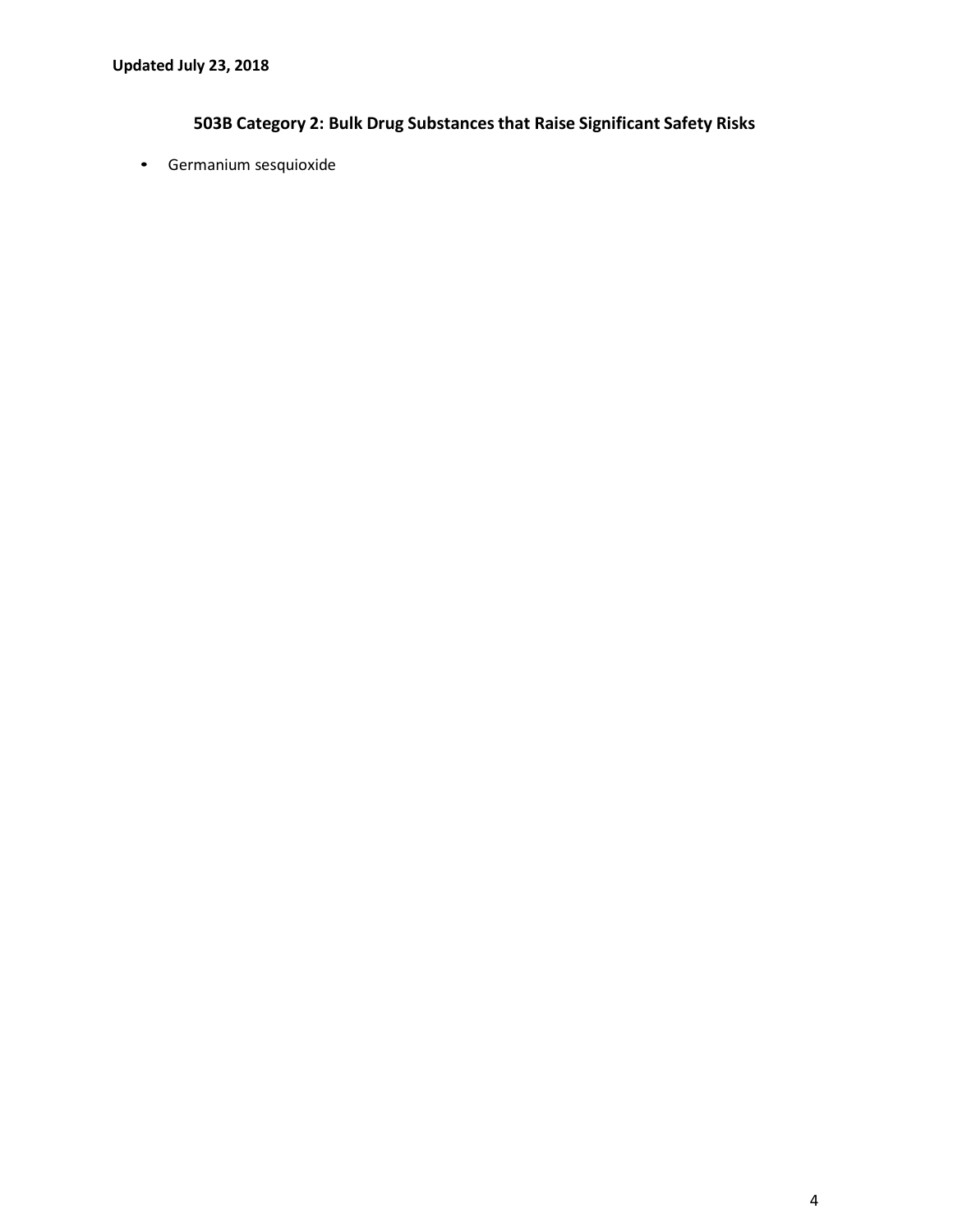## 503B Category 2: Bulk Drug Substances that Raise Significant Safety Risks

- Germanium sesquioxide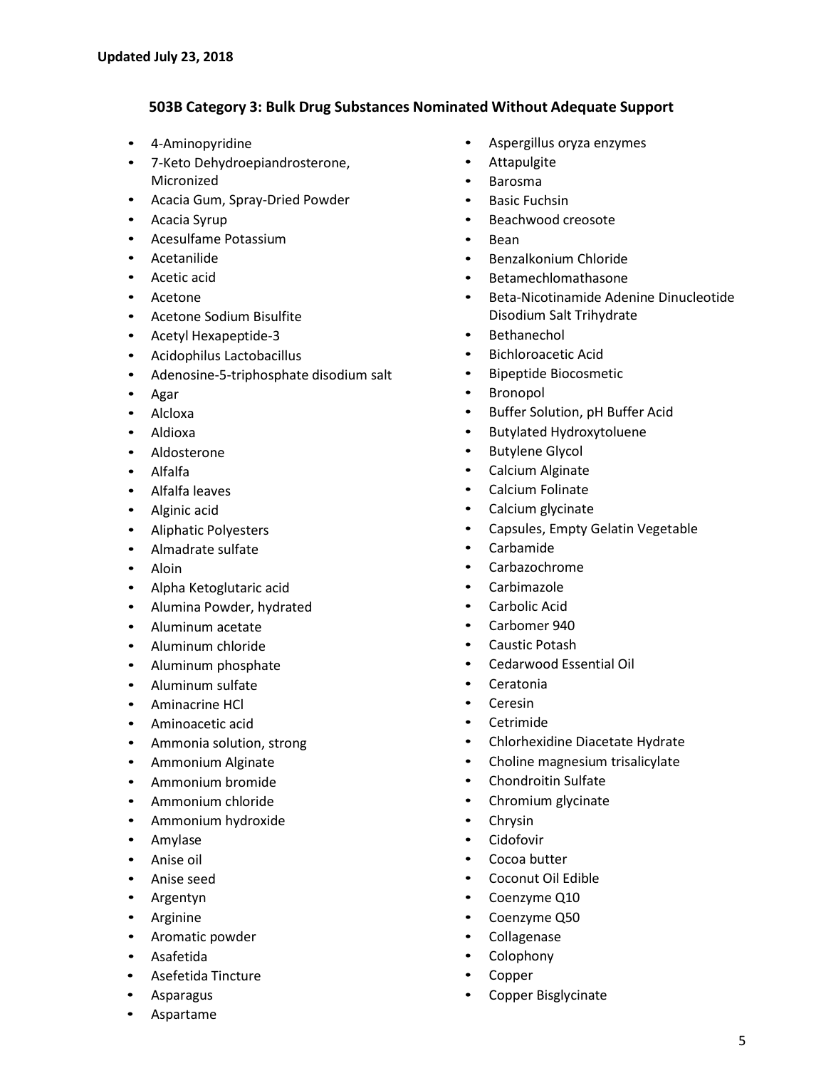Updated July 23, 2018

### 503B Category 3: Bulk Drug Substances Nominated Without Adequate Support

- 4-Aminopyridine
- 7-Keto Dehydroepiandrosterone, Micronized
- Acacia Gum, Spray-Dried Powder
- Acacia Syrup
- Acesulfame Potassium
- Acetanilide
- Acetic acid
- Acetone
- Acetone Sodium Bisulfite
- Acetyl Hexapeptide-3
- Acidophilus Lactobacillus
- Adenosine-5-triphosphate disodium salt
- Agar
- Alcloxa
- Aldioxa
- Aldosterone
- Alfalfa
- Alfalfa leaves
- Alginic acid
- Aliphatic Polyesters
- Almadrate sulfate
- Aloin
- Alpha Ketoglutaric acid
- Alumina Powder, hydrated
- Aluminum acetate
- Aluminum chloride
- Aluminum phosphate
- Aluminum sulfate
- Aminacrine HCl
- Aminoacetic acid
- Ammonia solution, strong
- Ammonium Alginate
- Ammonium bromide
- Ammonium chloride
- Ammonium hydroxide
- Amylase
- Anise oil
- Anise seed
- Argentyn
- Arginine
- Aromatic powder
- Asafetida
- Asefetida Tincture
- Asparagus
- Aspartame
- Aspergillus oryza enzymes
- Attapulgite
- Barosma
- Basic Fuchsin
- Beachwood creosote
- Bean
- Benzalkonium Chloride
- Betamechlomathasone
- Beta-Nicotinamide Adenine Dinucleotide Disodium Salt Trihydrate
- Bethanechol
- Bichloroacetic Acid
- Bipeptide Biocosmetic
- Bronopol
- Buffer Solution, pH Buffer Acid
- Butylated Hydroxytoluene
- Butylene Glycol
- Calcium Alginate
- Calcium Folinate
- Calcium glycinate
- Capsules, Empty Gelatin Vegetable
- Carbamide
- Carbazochrome
- Carbimazole
- Carbolic Acid
- Carbomer 940
- Caustic Potash
- Cedarwood Essential Oil
- Ceratonia
- Ceresin
- Cetrimide
- Chlorhexidine Diacetate Hydrate
- Choline magnesium trisalicylate
- Chondroitin Sulfate
- Chromium glycinate
- Chrysin
- Cidofovir
- Cocoa butter
- Coconut Oil Edible
- Coenzyme Q10
- Coenzyme Q50
- Collagenase
- Colophony
- Copper
- Copper Bisglycinate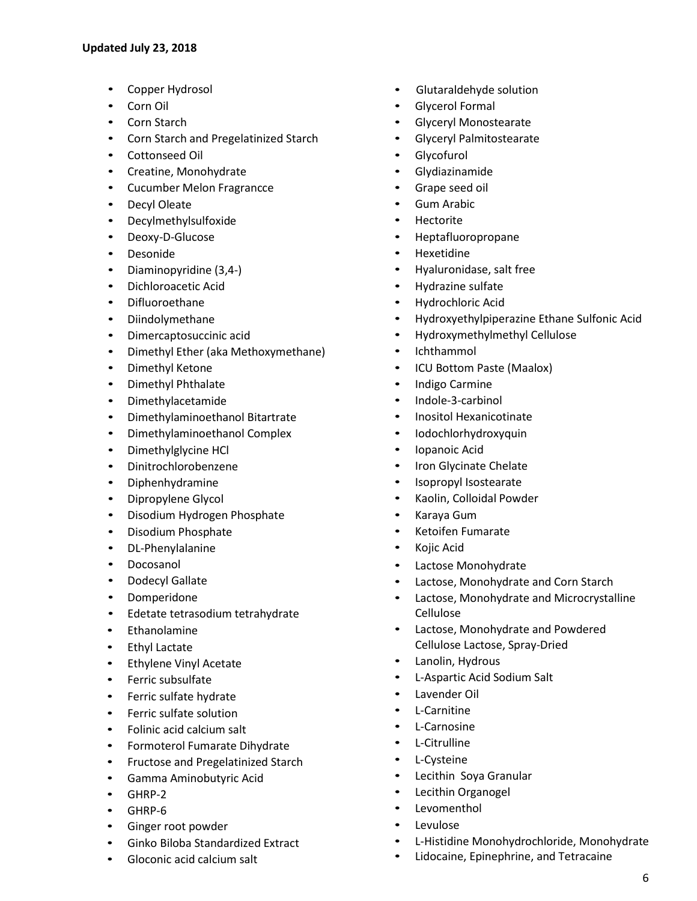**Updated July 23, 2018**

- Copper Hydrosol
- Corn Oil
- Corn Starch
- Corn Starch and Pregelatinized Starch
- Cottonseed Oil
- Creatine, Monohydrate
- Cucumber Melon Fragrancce
- Decyl Oleate
- Decylmethylsulfoxide
- Deoxy-D-Glucose
- Desonide
- Diaminopyridine (3,4-)
- Dichloroacetic Acid
- Difluoroethane
- Diindolymethane
- Dimercaptosuccinic acid
- Dimethyl Ether (aka Methoxymethane)
- Dimethyl Ketone
- Dimethyl Phthalate
- Dimethylacetamide
- Dimethylaminoethanol Bitartrate
- Dimethylaminoethanol Complex
- Dimethylglycine HCl
- Dinitrochlorobenzene
- Diphenhydramine
- Dipropylene Glycol
- Disodium Hydrogen Phosphate
- Disodium Phosphate
- DL-Phenylalanine
- Docosanol
- Dodecyl Gallate
- Domperidone
- Edetate tetrasodium tetrahydrate
- Ethanolamine
- Ethyl Lactate
- Ethylene Vinyl Acetate
- Ferric subsulfate
- Ferric sulfate hydrate
- Ferric sulfate solution
- Folinic acid calcium salt
- Formoterol Fumarate Dihydrate
- Fructose and Pregelatinized Starch
- Gamma Aminobutyric Acid
- GHRP-2
- GHRP-6
- Ginger root powder
- Ginko Biloba Standardized Extract
- Gloconic acid calcium salt
- Glutaraldehyde solution
- Glycerol Formal
- Glyceryl Monostearate
- Glyceryl Palmitostearate
- Glycofurol
- Glydiazinamide
- Grape seed oil
- Gum Arabic
- Hectorite
- Heptafluoropropane
- Hexetidine
- Hyaluronidase, salt free
- Hydrazine sulfate
- Hydrochloric Acid
- Hydroxyethylpiperazine Ethane Sulfonic Acid
- Hydroxymethylmethyl Cellulose
- Ichthammol
- ICU Bottom Paste (Maalox)
- Indigo Carmine
- Indole-3-carbinol
- Inositol Hexanicotinate
- Iodochlorhydroxyquin
- Iopanoic Acid
- Iron Glycinate Chelate
- Isopropyl Isostearate
- Kaolin, Colloidal Powder
- Karaya Gum
- Ketoifen Fumarate
- Kojic Acid
- Lactose Monohydrate
- Lactose, Monohydrate and Corn Starch
- Lactose, Monohydrate and Microcrystalline Cellulose
- Lactose, Monohydrate and Powdered Cellulose Lactose, Spray-Dried
- Lanolin, Hydrous
- L-Aspartic Acid Sodium Salt
- Lavender Oil
- L-Carnitine
- L-Carnosine
- L-Citrulline
- L-Cysteine
- Lecithin Soya Granular
- Lecithin Organogel
- Levomenthol
- Levulose
- L-Histidine Monohydrochloride, Monohydrate
- Lidocaine, Epinephrine, and Tetracaine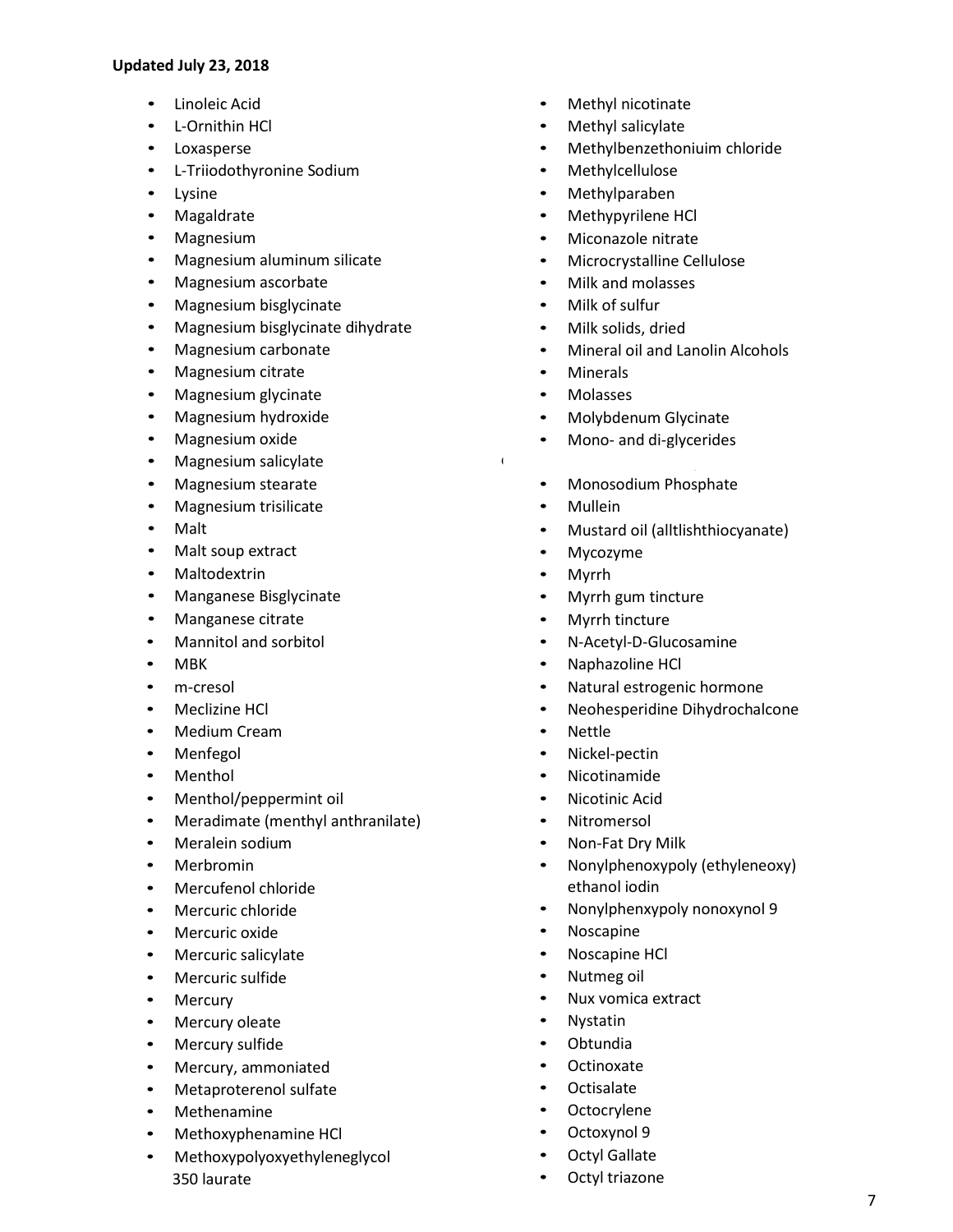**Updated July 23, 2018**

- Linoleic Acid
- L-Ornithin HCl
- Loxasperse
- L-Triiodothyronine Sodium
- Lysine
- Magaldrate
- Magnesium
- Magnesium aluminum silicate
- Magnesium ascorbate
- Magnesium bisglycinate
- Magnesium bisglycinate dihydrate
- Magnesium carbonate
- Magnesium citrate
- Magnesium glycinate
- Magnesium hydroxide
- Magnesium oxide
- Magnesium salicylate
- Magnesium stearate
- Magnesium trisilicate
- Malt
- Malt soup extract
- Maltodextrin
- Manganese Bisglycinate
- Manganese citrate
- Mannitol and sorbitol
- MBK
- m-cresol
- Meclizine HCl
- Medium Cream
- Menfegol
- Menthol
- Menthol/peppermint oil
- Meradimate (menthyl anthranilate)
- Meralein sodium
- Merbromin
- Mercufenol chloride
- Mercuric chloride
- Mercuric oxide
- Mercuric salicylate
- Mercuric sulfide
- Mercury
- Mercury oleate
- Mercury sulfide
- Mercury, ammoniated
- Metaproterenol sulfate
- Methenamine
- Methoxyphenamine HCl
- Methoxypolyoxyethyleneglycol 350 laurate
- Methyl nicotinate
- Methyl salicylate
- Methylbenzethoniuim chloride
- Methylcellulose
- Methylparaben
- Methypyrilene HCl
- Miconazole nitrate
- Microcrystalline Cellulose
- Milk and molasses
- Milk of sulfur
- Milk solids, dried
- Mineral oil and Lanolin Alcohols
- Minerals
- Molasses
- Molybdenum Glycinate
- Mono- and di-glycerides
- Monosodium Phosphate
- Mullein
- Mustard oil (alltlishthiocyanate)
- Mycozyme
- Myrrh
- Myrrh gum tincture
- Myrrh tincture
- N-Acetyl-D-Glucosamine
- Naphazoline HCl
- Natural estrogenic hormone
- Neohesperidine Dihydrochalcone
- Nettle
- Nickel-pectin
- Nicotinamide
- Nicotinic Acid
- Nitromersol
- Non-Fat Dry Milk
- Nonylphenoxypoly (ethyleneoxy) ethanol iodin
- Nonylphenxypoly nonoxynol 9
- Noscapine
- Noscapine HCl
- Nutmeg oil
- Nux vomica extract
- Nystatin
- Obtundia
- Octinoxate
- Octisalate
- Octocrylene
- Octoxynol 9
- Octyl Gallate
- Octyl triazone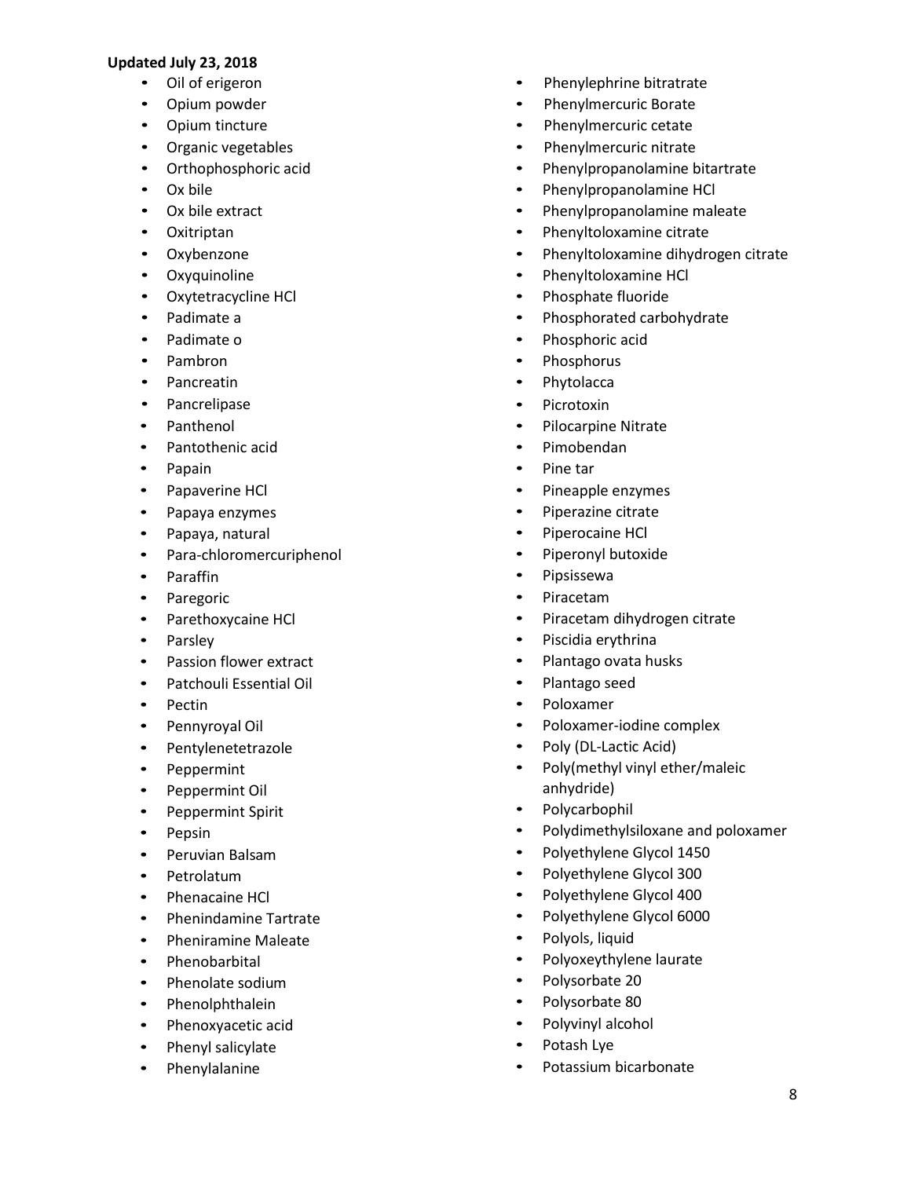**Updated July 23, 2018**

- Oil of erigeron
- Opium powder
- Opium tincture
- Organic vegetables
- Orthophosphoric acid
- Ox bile
- Ox bile extract
- Oxitriptan
- Oxybenzone
- Oxyquinoline
- Oxytetracycline HCl
- Padimate a
- Padimate o
- Pambron
- Pancreatin
- Pancrelipase
- Panthenol
- Pantothenic acid
- Papain
- Papaverine HCl
- Papaya enzymes
- Papaya, natural
- Para-chloromercuriphenol
- Paraffin
- Paregoric
- Parethoxycaine HCl
- Parsley
- Passion flower extract
- Patchouli Essential Oil
- Pectin
- Pennyroyal Oil
- Pentylenetetrazole
- Peppermint
- Peppermint Oil
- Peppermint Spirit
- Pepsin
- Peruvian Balsam
- Petrolatum
- Phenacaine HCl
- Phenindamine Tartrate
- Pheniramine Maleate
- Phenobarbital
- Phenolate sodium
- Phenolphthalein
- Phenoxyacetic acid
- Phenyl salicylate
- Phenylalanine
- Phenylephrine bitratrate
- Phenylmercuric Borate
- Phenylmercuric cetate
- Phenylmercuric nitrate
- Phenylpropanolamine bitartrate
- Phenylpropanolamine HCl
- Phenylpropanolamine maleate
- Phenyltoloxamine citrate
- Phenyltoloxamine dihydrogen citrate
- Phenyltoloxamine HCl
- Phosphate fluoride
- Phosphorated carbohydrate
- Phosphoric acid
- Phosphorus
- Phytolacca
- Picrotoxin
- Pilocarpine Nitrate
- Pimobendan
- Pine tar
- Pineapple enzymes
- Piperazine citrate
- Piperocaine HCl
- Piperonyl butoxide
- Pipsissewa
- Piracetam
- Piracetam dihydrogen citrate
- Piscidia erythrina
- Plantago ovata husks
- Plantago seed
- Poloxamer
- Poloxamer-iodine complex
- Poly (DL-Lactic Acid)
- Poly(methyl vinyl ether/maleic anhydride)
- Polycarbophil
- Polydimethylsiloxane and poloxamer
- Polyethylene Glycol 1450
- Polyethylene Glycol 300
- Polyethylene Glycol 400
- Polyethylene Glycol 6000
- Polyols, liquid
- Polyoxeythylene laurate
- Polysorbate 20
- Polysorbate 80
- Polyvinyl alcohol
- Potash Lye
- Potassium bicarbonate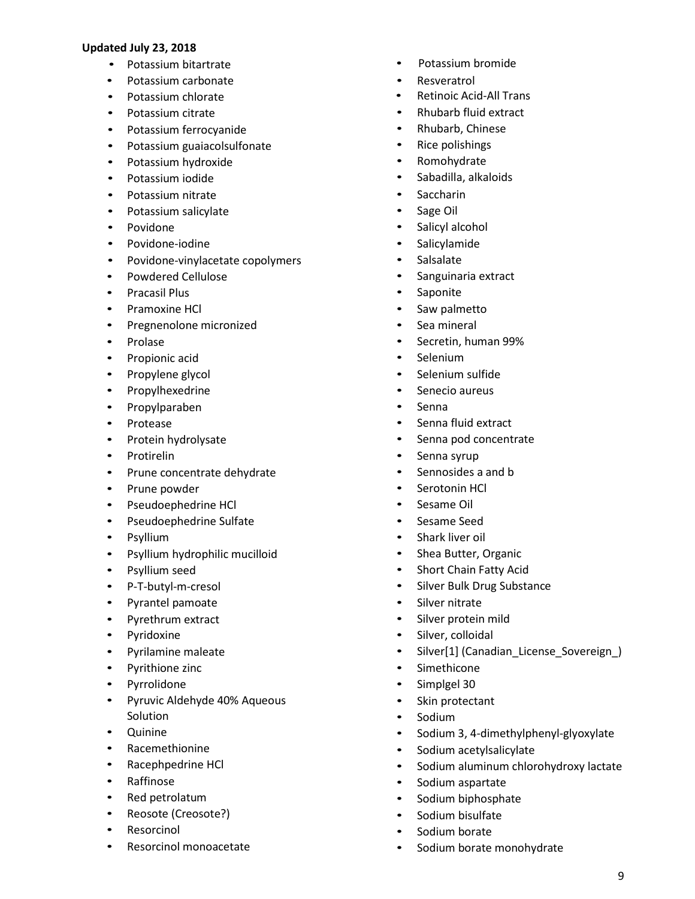**Updated July 23, 2018**

- Potassium bitartrate
- Potassium carbonate
- Potassium chlorate
- Potassium citrate
- Potassium ferrocyanide
- Potassium guaiacolsulfonate
- Potassium hydroxide
- Potassium iodide
- Potassium nitrate
- Potassium salicylate
- Povidone
- Povidone-iodine
- Povidone-vinylacetate copolymers
- Powdered Cellulose
- Pracasil Plus
- Pramoxine HCl
- Pregnenolone micronized
- Prolase
- Propionic acid
- Propylene glycol
- Propylhexedrine
- Propylparaben
- Protease
- Protein hydrolysate
- Protirelin
- Prune concentrate dehydrate
- Prune powder
- Pseudoephedrine HCl
- Pseudoephedrine Sulfate
- Psyllium
- Psyllium hydrophilic mucilloid
- Psyllium seed
- P-T-butyl-m-cresol
- Pyrantel pamoate
- Pyrethrum extract
- Pyridoxine
- Pyrilamine maleate
- Pyrithione zinc
- Pyrrolidone
- Pyruvic Aldehyde 40% Aqueous Solution
- Quinine
- Racemethionine
- Racephpedrine HCl
- Raffinose
- Red petrolatum
- Reosote (Creosote?)
- Resorcinol
- Resorcinol monoacetate
- Potassium bromide
- Resveratrol
- Retinoic Acid-All Trans
- Rhubarb fluid extract
- Rhubarb, Chinese
- Rice polishings
- Romohydrate
- Sabadilla, alkaloids
- Saccharin
- Sage Oil
- Salicyl alcohol
- Salicylamide
- Salsalate
- Sanguinaria extract
- Saponite
- Saw palmetto
- Sea mineral
- Secretin, human 99%
- Selenium
- Selenium sulfide
- Senecio aureus
- Senna
- Senna fluid extract
- Senna pod concentrate
- Senna syrup
- Sennosides a and b
- Serotonin HCl
- Sesame Oil
- Sesame Seed
- Shark liver oil
- Shea Butter, Organic
- Short Chain Fatty Acid
- Silver Bulk Drug Substance
- Silver nitrate
- Silver protein mild
- Silver, colloidal
- Silver[1] (Canadian_License_Sovereign_)
- Simethicone
- Simplgel 30
- Skin protectant
- Sodium
- Sodium 3, 4-dimethylphenyl-glyoxylate
- Sodium acetylsalicylate
- Sodium aluminum chlorohydroxy lactate
- Sodium aspartate
- Sodium biphosphate
- Sodium bisulfate
- Sodium borate
- Sodium borate monohydrate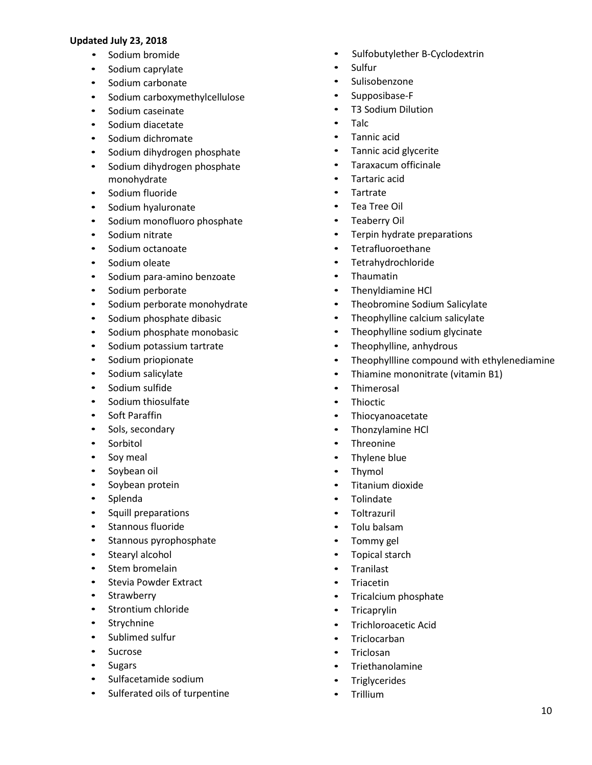**Updated July 23, 2018**

- Sodium bromide
- Sodium caprylate
- Sodium carbonate
- Sodium carboxymethylcellulose
- Sodium caseinate
- Sodium diacetate
- Sodium dichromate
- Sodium dihydrogen phosphate
- Sodium dihydrogen phosphate monohydrate
- Sodium fluoride
- Sodium hyaluronate
- Sodium monofluoro phosphate
- Sodium nitrate
- Sodium octanoate
- Sodium oleate
- Sodium para-amino benzoate
- Sodium perborate
- Sodium perborate monohydrate
- Sodium phosphate dibasic
- Sodium phosphate monobasic
- Sodium potassium tartrate
- Sodium priopionate
- Sodium salicylate
- Sodium sulfide
- Sodium thiosulfate
- Soft Paraffin
- Sols, secondary
- Sorbitol
- Soy meal
- Soybean oil
- Soybean protein
- Splenda
- Squill preparations
- Stannous fluoride
- Stannous pyrophosphate
- Stearyl alcohol
- Stem bromelain
- Stevia Powder Extract
- Strawberry
- Strontium chloride
- Strychnine
- Sublimed sulfur
- Sucrose
- Sugars
- Sulfacetamide sodium
- Sulferated oils of turpentine
- Sulfobutylether B-Cyclodextrin
- Sulfur
- Sulisobenzone
- Supposibase-F
- T3 Sodium Dilution
- Talc
- Tannic acid
- Tannic acid glycerite
- Taraxacum officinale
- Tartaric acid
- Tartrate
- Tea Tree Oil
- Teaberry Oil
- Terpin hydrate preparations
- Tetrafluoroethane
- Tetrahydrochloride
- Thaumatin
- Thenyldiamine HCl
- Theobromine Sodium Salicylate
- Theophylline calcium salicylate
- Theophylline sodium glycinate
- Theophylline, anhydrous
- Theophyllline compound with ethylenediamine
- Thiamine mononitrate (vitamin B1)
- Thimerosal
- Thioctic
- Thiocyanoacetate
- Thonzylamine HCl
- Threonine
- Thylene blue
- Thymol
- Titanium dioxide
- Tolindate
- Toltrazuril
- Tolu balsam
- Tommy gel
- Topical starch
- Tranilast
- Triacetin
- Tricalcium phosphate
- Tricaprylin
- Trichloroacetic Acid
- Triclocarban
- Triclosan
- Triethanolamine
- Triglycerides
- Trillium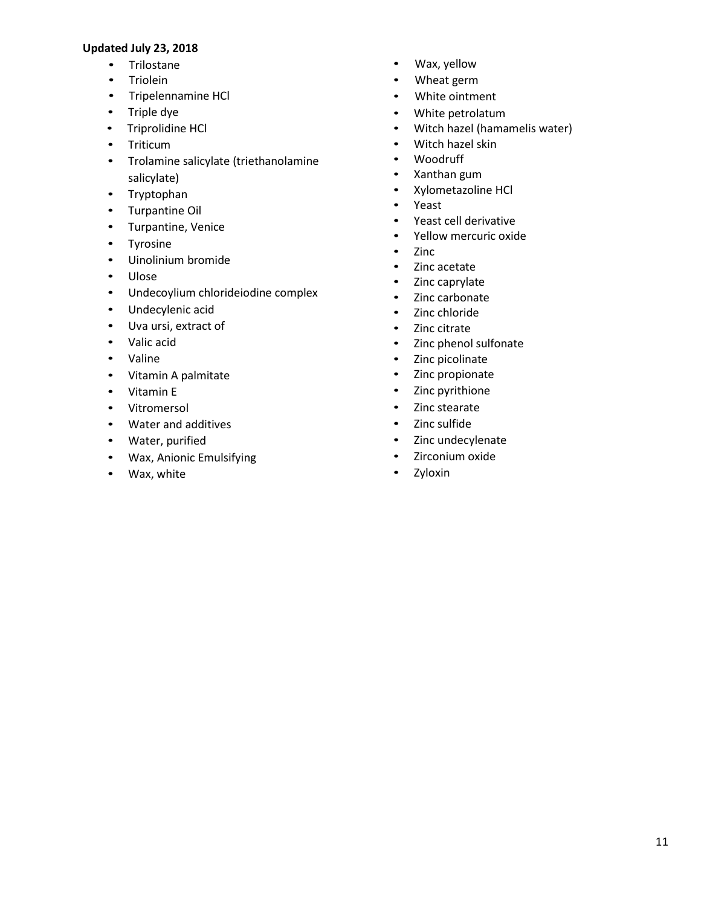**Updated July 23, 2018**

- Trilostane
- Triolein
- Tripelennamine HCl
- Triple dye
- Triprolidine HCl
- Triticum
- Trolamine salicylate (triethanolamine salicylate)
- Tryptophan
- Turpantine Oil
- Turpantine, Venice
- Tyrosine
- Uinolinium bromide
- Ulose
- Undecoylium chlorideiodine complex
- Undecylenic acid
- Uva ursi, extract of
- Valic acid
- Valine
- Vitamin A palmitate
- Vitamin E
- Vitromersol
- Water and additives
- Water, purified
- Wax, Anionic Emulsifying
- Wax, white
- Wax, yellow
- Wheat germ
- White ointment
- White petrolatum
- Witch hazel (hamamelis water)
- Witch hazel skin
- Woodruff
- Xanthan gum
- Xylometazoline HCl
- Yeast
- Yeast cell derivative
- Yellow mercuric oxide
- Zinc
- Zinc acetate
- Zinc caprylate
- Zinc carbonate
- Zinc chloride
- Zinc citrate
- Zinc phenol sulfonate
- Zinc picolinate
- Zinc propionate
- Zinc pyrithione
- Zinc stearate
- Zinc sulfide
- Zinc undecylenate
- Zirconium oxide
- Zyloxin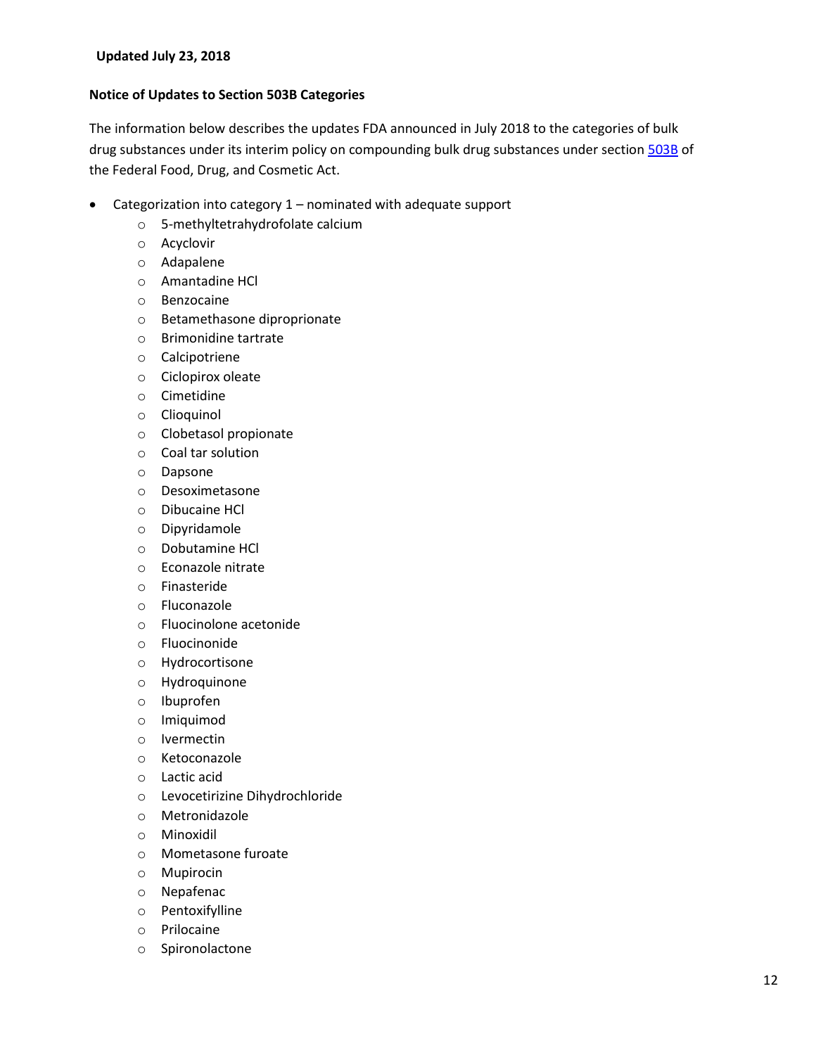**Updated July 23, 2018**

**Notice of Updates to Section 503B Categories**

The information below describes the updates FDA announced in July 2018 to the categories of bulk drug substances under its interim policy on compounding bulk drug substances under section [503B](503B) of the Federal Food, Drug, and Cosmetic Act.

- Categorization into category 1 – nominated with adequate support
  - 5-methyltetrahydrofolate calcium
  - Acyclovir
  - Adapalene
  - Amantadine HCl
  - Benzocaine
  - Betamethasone diproprionate
  - Brimonidine tartrate
  - Calcipotriene
  - Ciclopirox oleate
  - Cimetidine
  - Clioquinol
  - Clobetasol propionate
  - Coal tar solution
  - Dapsone
  - Desoximetasone
  - Dibucaine HCl
  - Dipyridamole
  - Dobutamine HCl
  - Econazole nitrate
  - Finasteride
  - Fluconazole
  - Fluocinolone acetonide
  - Fluocinonide
  - Hydrocortisone
  - Hydroquinone
  - Ibuprofen
  - Imiquimod
  - Ivermectin
  - Ketoconazole
  - Lactic acid
  - Levocetirizine Dihydrochloride
  - Metronidazole
  - Minoxidil
  - Mometasone furoate
  - Mupirocin
  - Nepafenac
  - Pentoxifylline
  - Prilocaine
  - Spironolactone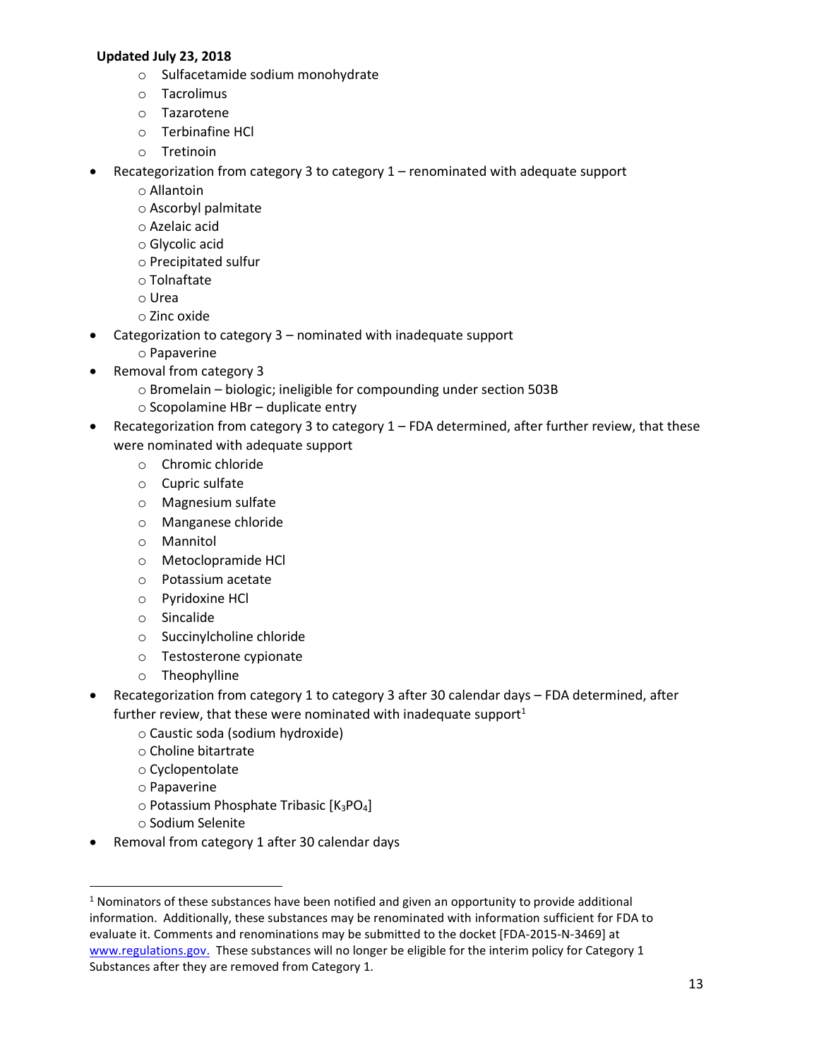**Updated July 23, 2018**

- Sulfacetamide sodium monohydrate
- Tacrolimus
- Tazarotene
- Terbinafine HCl
- Tretinoin

- Recategorization from category 3 to category 1 – renominated with adequate support
  - Allantoin
  - Ascorbyl palmitate
  - Azelaic acid
  - Glycolic acid
  - Precipitated sulfur
  - Tolnaftate
  - Urea
  - Zinc oxide
- Categorization to category 3 – nominated with inadequate support
  - Papaverine
- Removal from category 3
  - Bromelain – biologic; ineligible for compounding under section 503B
  - Scopolamine HBr – duplicate entry
- Recategorization from category 3 to category 1 – FDA determined, after further review, that these were nominated with adequate support
  - Chromic chloride
  - Cupric sulfate
  - Magnesium sulfate
  - Manganese chloride
  - Mannitol
  - Metoclopramide HCl
  - Potassium acetate
  - Pyridoxine HCl
  - Sincalide
  - Succinylcholine chloride
  - Testosterone cypionate
  - Theophylline
- Recategorization from category 1 to category 3 after 30 calendar days – FDA determined, after further review, that these were nominated with inadequate support[1]
  - Caustic soda (sodium hydroxide)
  - Choline bitartrate
  - Cyclopentolate
  - Papaverine
  - Potassium Phosphate Tribasic [$K_3PO_4$]
  - Sodium Selenite
- Removal from category 1 after 30 calendar days

---

[1] Nominators of these substances have been notified and given an opportunity to provide additional information. Additionally, these substances may be renominated with information sufficient for FDA to evaluate it. Comments and renominations may be submitted to the docket [FDA-2015-N-3469] at www.regulations.gov. These substances will no longer be eligible for the interim policy for Category 1 Substances after they are removed from Category 1.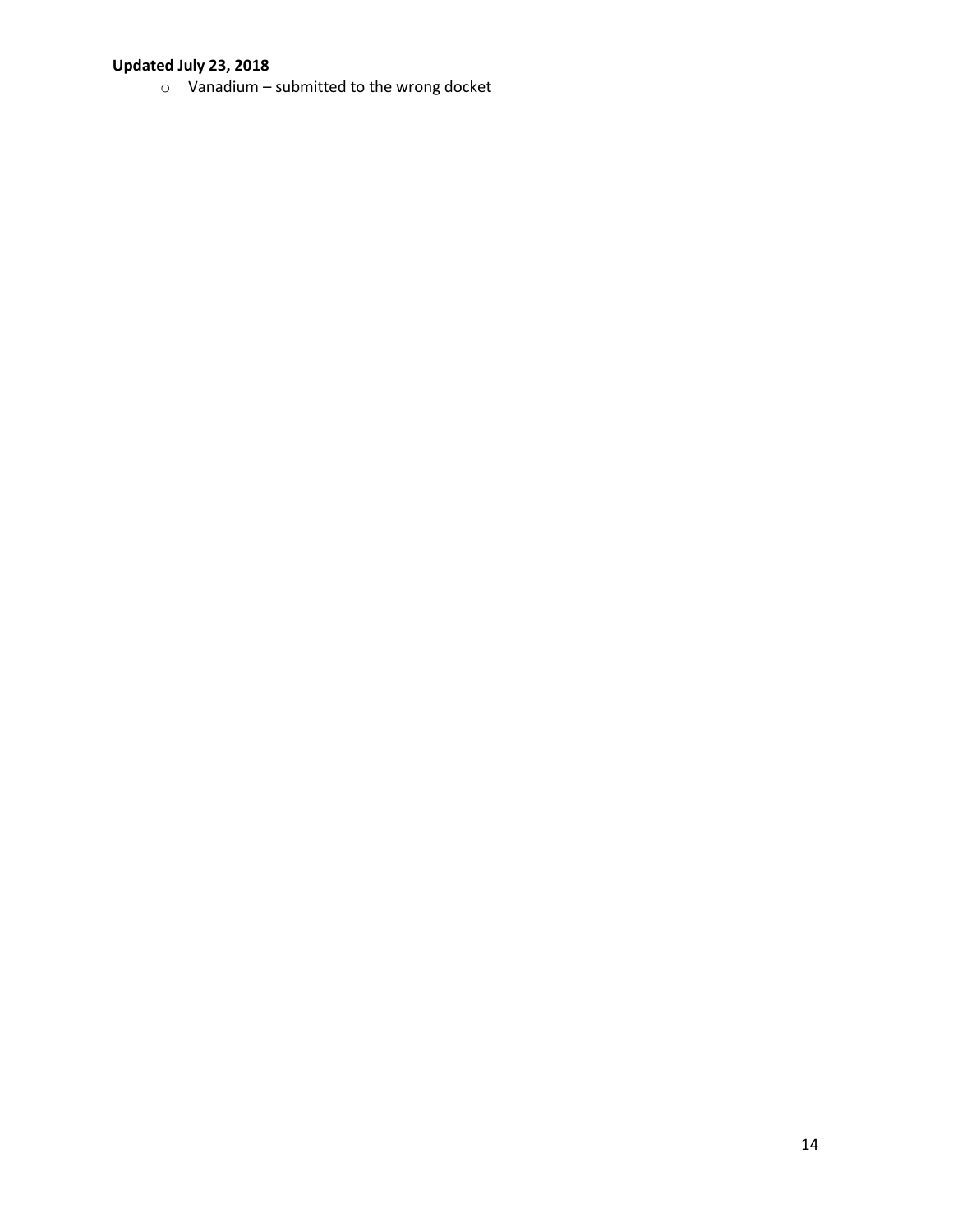**Updated July 23, 2018**

- Vanadium – submitted to the wrong docket